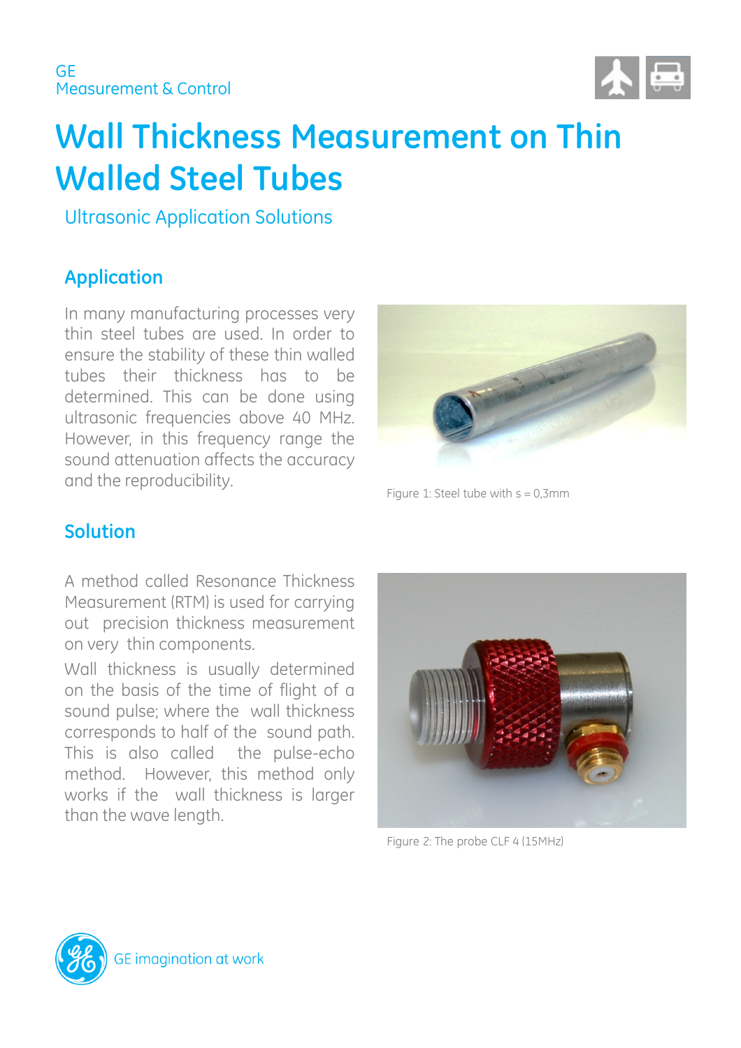GE
Measurement & Control

# Wall Thickness Measurement on Thin Walled Steel Tubes

Ultrasonic Application Solutions

## Application

In many manufacturing processes very thin steel tubes are used. In order to ensure the stability of these thin walled tubes their thickness has to be determined. This can be done using ultrasonic frequencies above 40 MHz. However, in this frequency range the sound attenuation affects the accuracy and the reproducibility.

Figure 1: Steel tube with s = 0,3mm

## Solution

A method called Resonance Thickness Measurement (RTM) is used for carrying out precision thickness measurement on very thin components.

Wall thickness is usually determined on the basis of the time of flight of a sound pulse; where the wall thickness corresponds to half of the sound path. This is also called the pulse-echo method. However, this method only works if the wall thickness is larger than the wave length.

Figure 2: The probe CLF 4 (15MHz)

GE imagination at work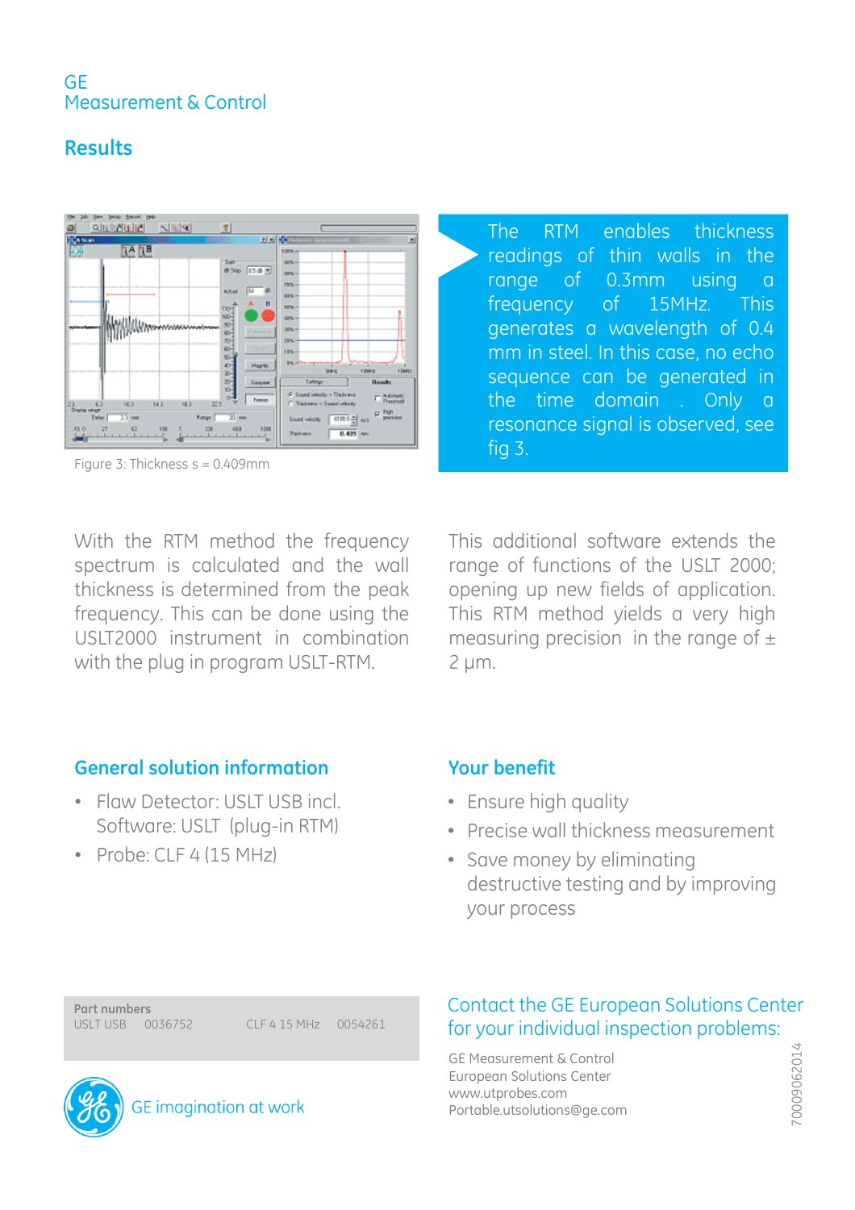GE
Measurement & Control

## Results

Figure 3: Thickness s = 0.409mm

The RTM enables thickness readings of thin walls in the range of 0.3mm using a frequency of 15MHz. This generates a wavelength of 0.4 mm in steel. In this case, no echo sequence can be generated in the time domain . Only a resonance signal is observed, see fig 3.

With the RTM method the frequency spectrum is calculated and the wall thickness is determined from the peak frequency. This can be done using the USLT2000 instrument in combination with the plug in program USLT-RTM.

This additional software extends the range of functions of the USLT 2000; opening up new fields of application. This RTM method yields a very high measuring precision in the range of ± 2 µm.

### General solution information

- Flaw Detector: USLT USB incl. Software: USLT (plug-in RTM)
- Probe: CLF 4 (15 MHz)

### Your benefit

- Ensure high quality
- Precise wall thickness measurement
- Save money by eliminating destructive testing and by improving your process

**Part numbers**

| | | | |
|---|---|---|---|
| USLT USB | 0036752 | CLF 4 15 MHz | 0054261 |

GE imagination at work

Contact the GE European Solutions Center for your individual inspection problems:

GE Measurement & Control
European Solutions Center
www.utprobes.com
Portable.utsolutions@ge.com

70009062014